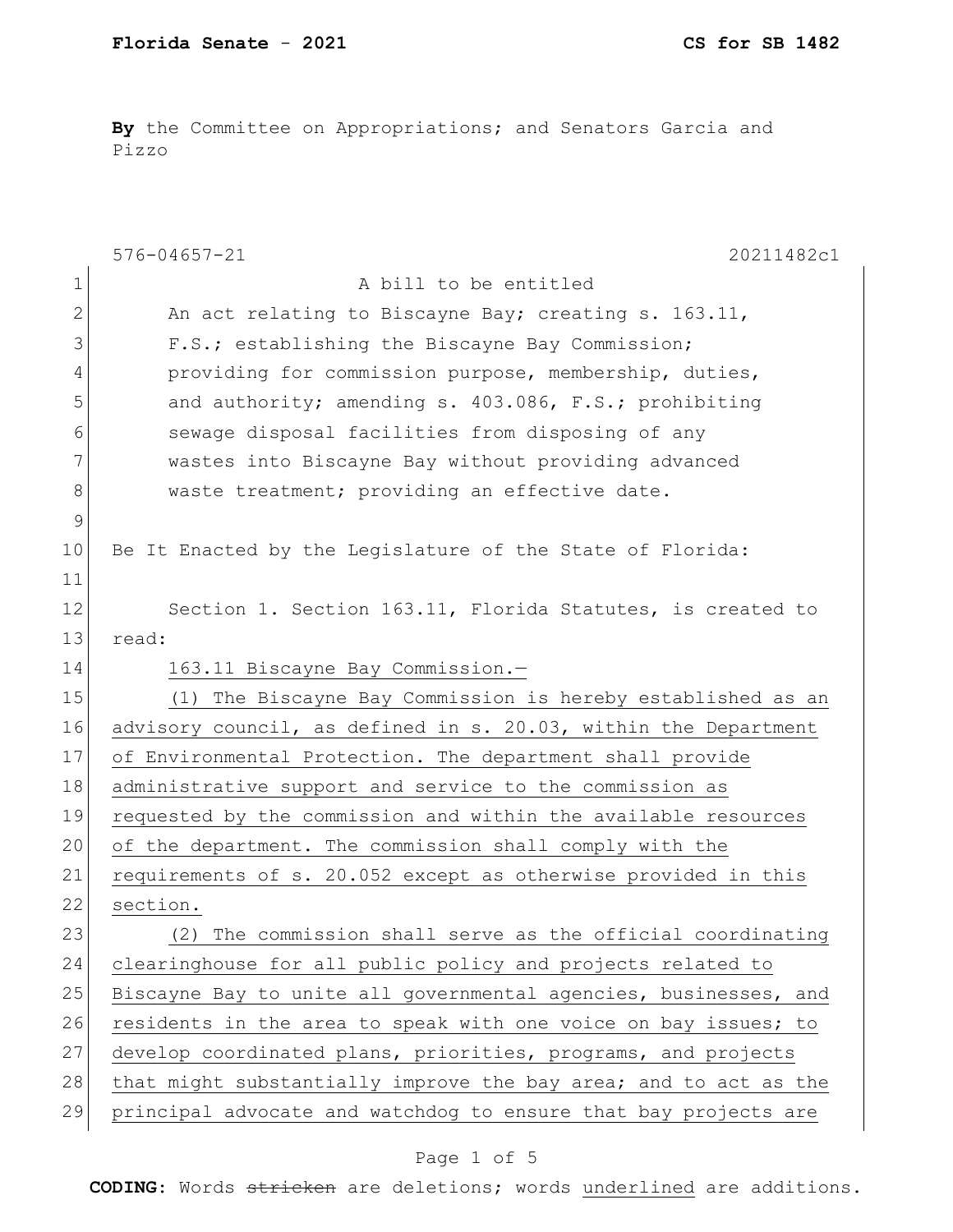**By** the Committee on Appropriations; and Senators Garcia and Pizzo

576-04657-21 20211482c1

A bill to be entitled

An act relating to Biscayne Bay; creating s. 163.11, F.S.; establishing the Biscayne Bay Commission; providing for commission purpose, membership, duties, and authority; amending s. 403.086, F.S.; prohibiting sewage disposal facilities from disposing of any wastes into Biscayne Bay without providing advanced waste treatment; providing an effective date.

Be It Enacted by the Legislature of the State of Florida:

Section 1. Section 163.11, Florida Statutes, is created to read:

163.11 Biscayne Bay Commission.—

(1) The Biscayne Bay Commission is hereby established as an advisory council, as defined in s. 20.03, within the Department of Environmental Protection. The department shall provide administrative support and service to the commission as requested by the commission and within the available resources of the department. The commission shall comply with the requirements of s. 20.052 except as otherwise provided in this section.

(2) The commission shall serve as the official coordinating clearinghouse for all public policy and projects related to Biscayne Bay to unite all governmental agencies, businesses, and residents in the area to speak with one voice on bay issues; to develop coordinated plans, priorities, programs, and projects that might substantially improve the bay area; and to act as the principal advocate and watchdog to ensure that bay projects are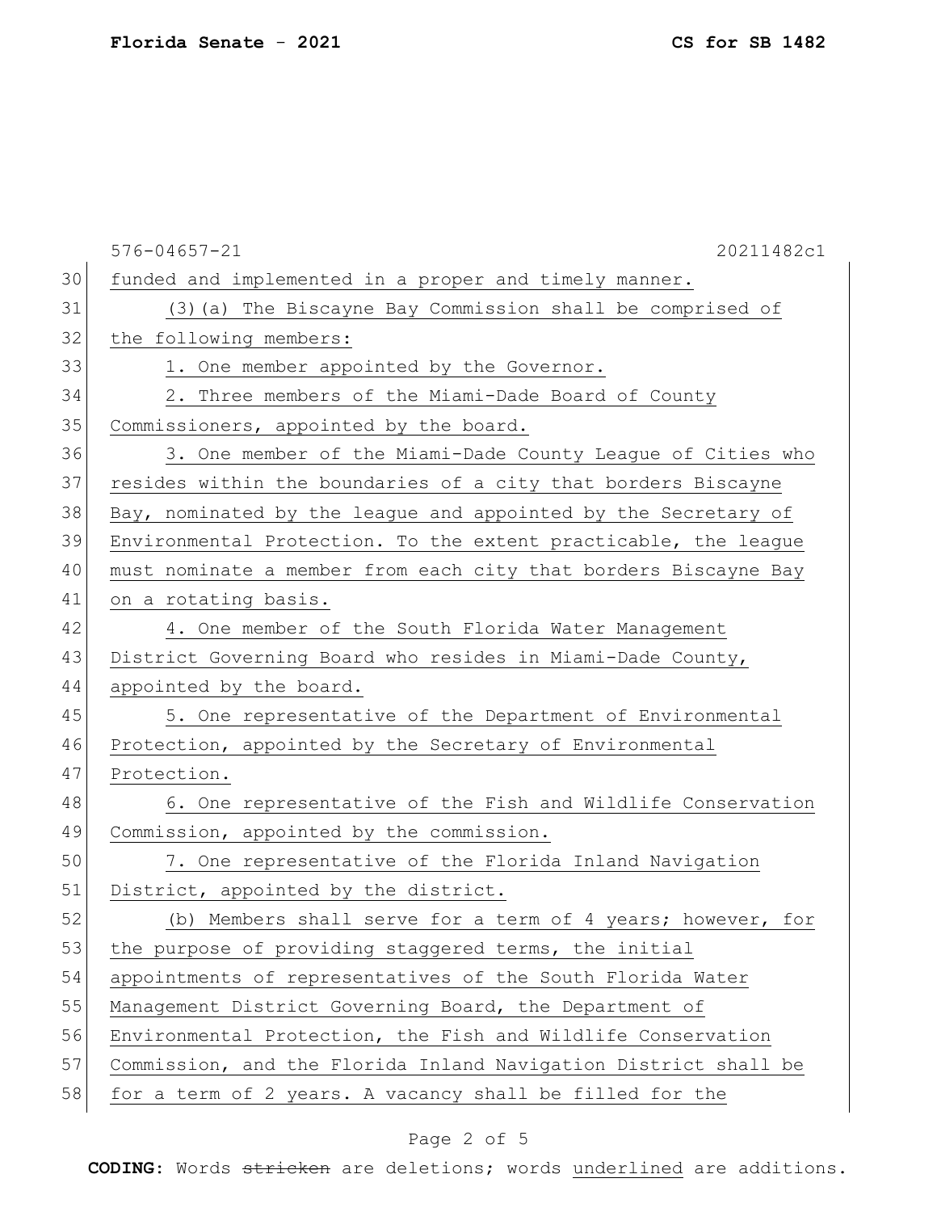funded and implemented in a proper and timely manner.

(3)(a) The Biscayne Bay Commission shall be comprised of the following members:

1. One member appointed by the Governor.

2. Three members of the Miami-Dade Board of County Commissioners, appointed by the board.

3. One member of the Miami-Dade County League of Cities who resides within the boundaries of a city that borders Biscayne Bay, nominated by the league and appointed by the Secretary of Environmental Protection. To the extent practicable, the league must nominate a member from each city that borders Biscayne Bay on a rotating basis.

4. One member of the South Florida Water Management District Governing Board who resides in Miami-Dade County, appointed by the board.

5. One representative of the Department of Environmental Protection, appointed by the Secretary of Environmental Protection.

6. One representative of the Fish and Wildlife Conservation Commission, appointed by the commission.

7. One representative of the Florida Inland Navigation District, appointed by the district.

(b) Members shall serve for a term of 4 years; however, for the purpose of providing staggered terms, the initial appointments of representatives of the South Florida Water Management District Governing Board, the Department of Environmental Protection, the Fish and Wildlife Conservation Commission, and the Florida Inland Navigation District shall be for a term of 2 years. A vacancy shall be filled for the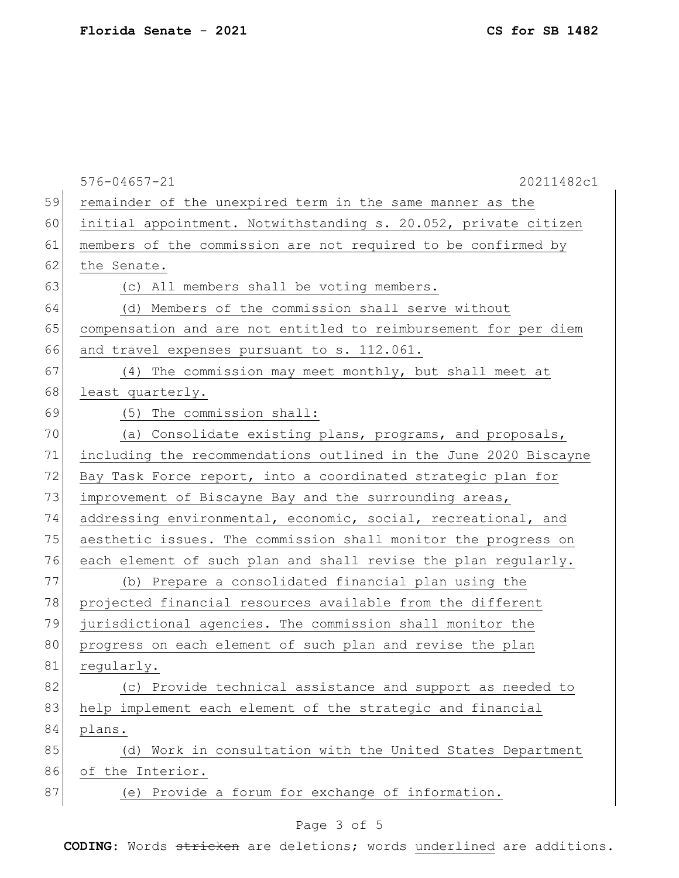remainder of the unexpired term in the same manner as the initial appointment. Notwithstanding s. 20.052, private citizen members of the commission are not required to be confirmed by the Senate.

(c) All members shall be voting members.

(d) Members of the commission shall serve without compensation and are not entitled to reimbursement for per diem and travel expenses pursuant to s. 112.061.

(4) The commission may meet monthly, but shall meet at least quarterly.

(5) The commission shall:

(a) Consolidate existing plans, programs, and proposals, including the recommendations outlined in the June 2020 Biscayne Bay Task Force report, into a coordinated strategic plan for improvement of Biscayne Bay and the surrounding areas, addressing environmental, economic, social, recreational, and aesthetic issues. The commission shall monitor the progress on each element of such plan and shall revise the plan regularly.

(b) Prepare a consolidated financial plan using the projected financial resources available from the different jurisdictional agencies. The commission shall monitor the progress on each element of such plan and revise the plan regularly.

(c) Provide technical assistance and support as needed to help implement each element of the strategic and financial plans.

(d) Work in consultation with the United States Department of the Interior.

(e) Provide a forum for exchange of information.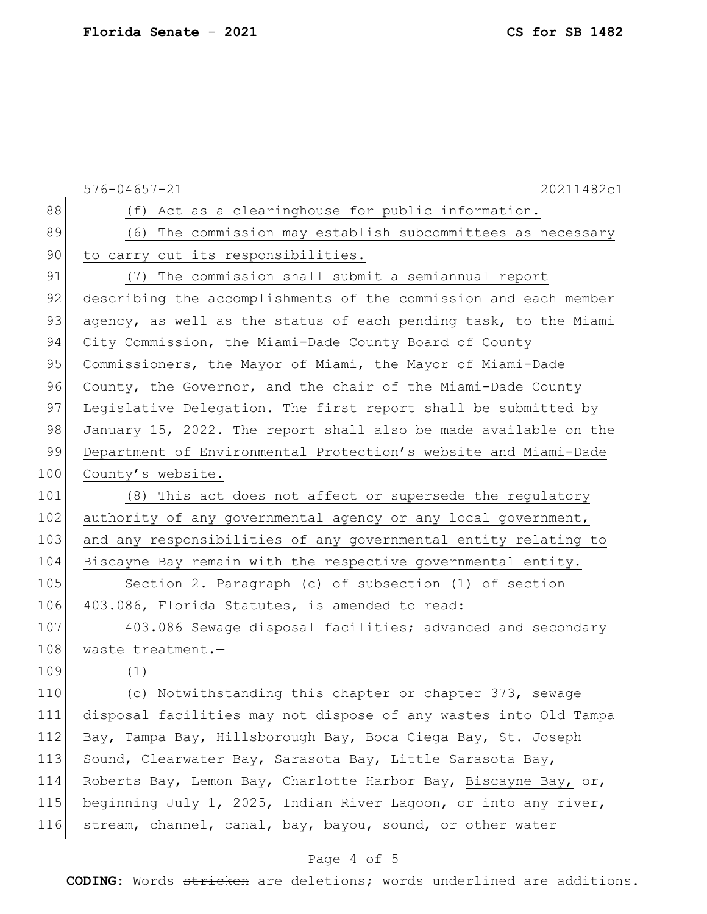(f) Act as a clearinghouse for public information.

(6) The commission may establish subcommittees as necessary to carry out its responsibilities.

(7) The commission shall submit a semiannual report describing the accomplishments of the commission and each member agency, as well as the status of each pending task, to the Miami City Commission, the Miami-Dade County Board of County Commissioners, the Mayor of Miami, the Mayor of Miami-Dade County, the Governor, and the chair of the Miami-Dade County Legislative Delegation. The first report shall be submitted by January 15, 2022. The report shall also be made available on the Department of Environmental Protection's website and Miami-Dade County's website.

(8) This act does not affect or supersede the regulatory authority of any governmental agency or any local government, and any responsibilities of any governmental entity relating to Biscayne Bay remain with the respective governmental entity.

Section 2. Paragraph (c) of subsection (1) of section 403.086, Florida Statutes, is amended to read:

403.086 Sewage disposal facilities; advanced and secondary waste treatment.—

(1)

(c) Notwithstanding this chapter or chapter 373, sewage disposal facilities may not dispose of any wastes into Old Tampa Bay, Tampa Bay, Hillsborough Bay, Boca Ciega Bay, St. Joseph Sound, Clearwater Bay, Sarasota Bay, Little Sarasota Bay, Roberts Bay, Lemon Bay, Charlotte Harbor Bay, Biscayne Bay, or, beginning July 1, 2025, Indian River Lagoon, or into any river, stream, channel, canal, bay, bayou, sound, or other water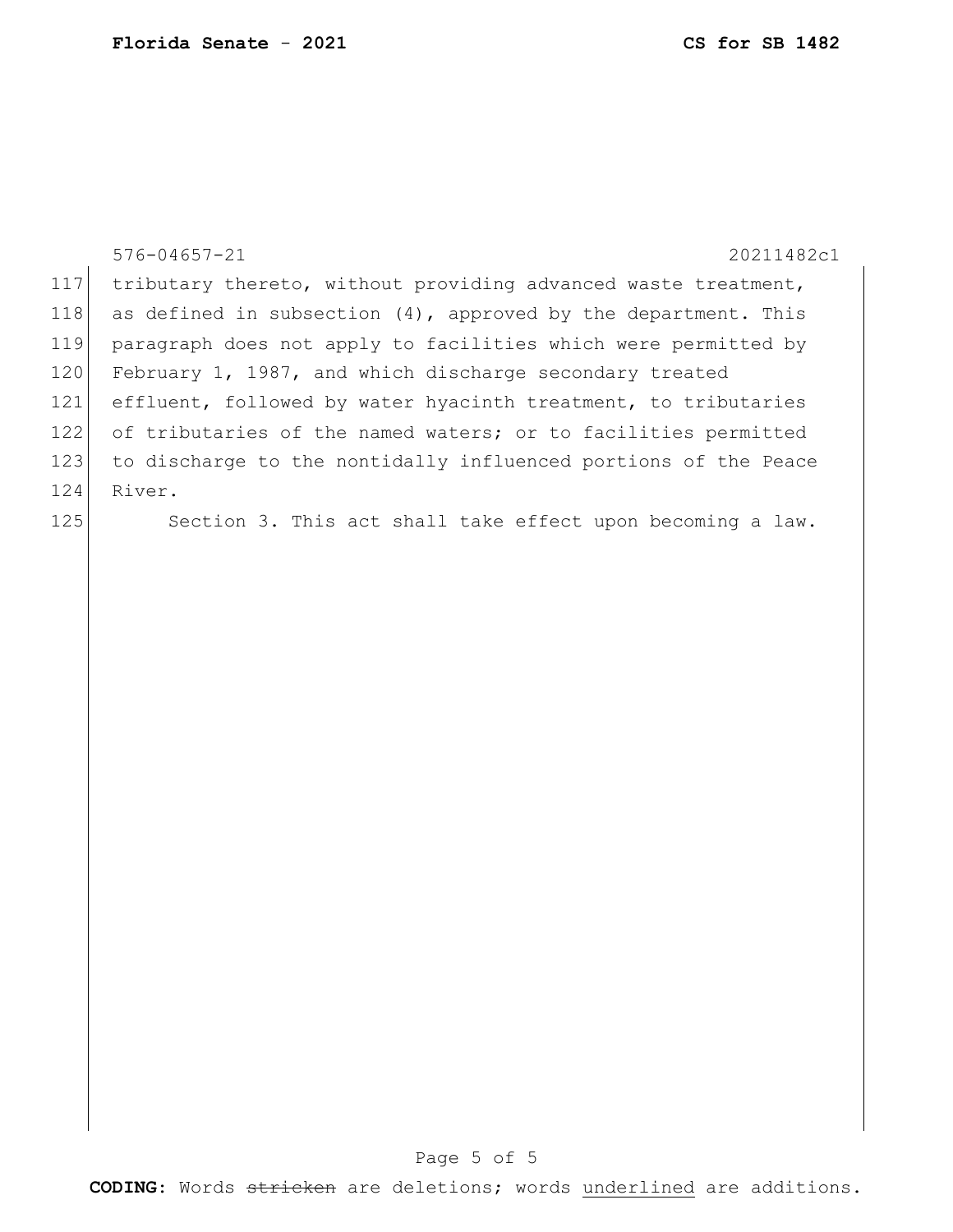576-04657-21 20211482c1

117 tributary thereto, without providing advanced waste treatment,
118 as defined in subsection (4), approved by the department. This
119 paragraph does not apply to facilities which were permitted by
120 February 1, 1987, and which discharge secondary treated
121 effluent, followed by water hyacinth treatment, to tributaries
122 of tributaries of the named waters; or to facilities permitted
123 to discharge to the nontidally influenced portions of the Peace
124 River.

125 Section 3. This act shall take effect upon becoming a law.

**CODING:** Words ~~stricken~~ are deletions; words <u>underlined</u> are additions.